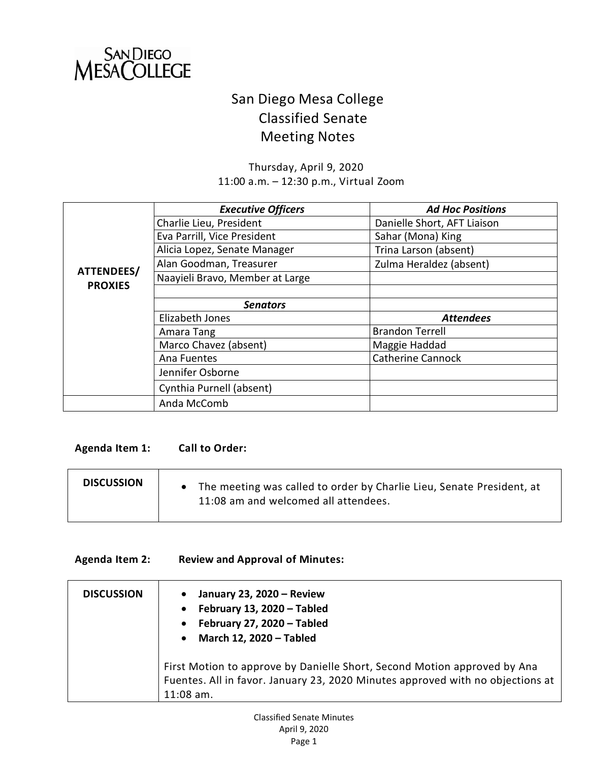SAN DIEGO MESA COLLEGE

# San Diego Mesa College
## Classified Senate
## Meeting Notes

Thursday, April 9, 2020
11:00 a.m. – 12:30 p.m., Virtual Zoom

| | | |
|---|---|---|
| **ATTENDEES/ PROXIES** | ***Executive Officers*** | ***Ad Hoc Positions*** |
| | Charlie Lieu, President | Danielle Short, AFT Liaison |
| | Eva Parrill, Vice President | Sahar (Mona) King |
| | Alicia Lopez, Senate Manager | Trina Larson (absent) |
| | Alan Goodman, Treasurer | Zulma Heraldez (absent) |
| | Naayieli Bravo, Member at Large | |
| | | |
| | ***Senators*** | |
| | Elizabeth Jones | ***Attendees*** |
| | Amara Tang | Brandon Terrell |
| | Marco Chavez (absent) | Maggie Haddad |
| | Ana Fuentes | Catherine Cannock |
| | Jennifer Osborne | |
| | Cynthia Purnell (absent) | |
| | Anda McComb | |

**Agenda Item 1: Call to Order:**

| | |
|---|---|
| **DISCUSSION** | • The meeting was called to order by Charlie Lieu, Senate President, at 11:08 am and welcomed all attendees. |

**Agenda Item 2: Review and Approval of Minutes:**

| | |
|---|---|
| **DISCUSSION** | • **January 23, 2020 – Review**<br>• **February 13, 2020 – Tabled**<br>• **February 27, 2020 – Tabled**<br>• **March 12, 2020 – Tabled**<br><br>First Motion to approve by Danielle Short, Second Motion approved by Ana Fuentes. All in favor. January 23, 2020 Minutes approved with no objections at 11:08 am. |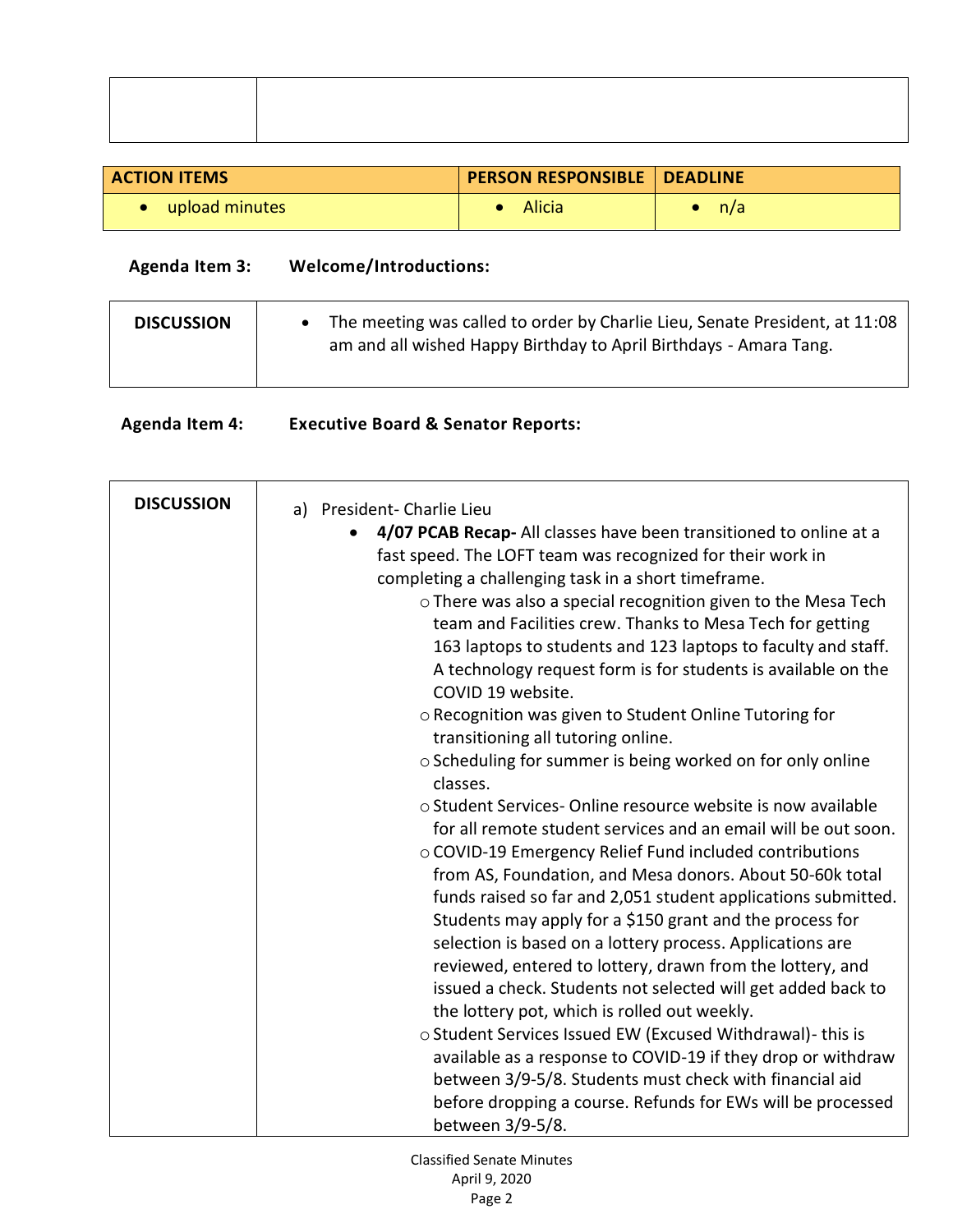| | |
|---|---|
| | |

| ACTION ITEMS | PERSON RESPONSIBLE | DEADLINE |
|---|---|---|
| • upload minutes | • Alicia | • n/a |

**Agenda Item 3: Welcome/Introductions:**

| | |
|---|---|
| **DISCUSSION** | • The meeting was called to order by Charlie Lieu, Senate President, at 11:08 am and all wished Happy Birthday to April Birthdays - Amara Tang. |

**Agenda Item 4: Executive Board & Senator Reports:**

**DISCUSSION**

a) President- Charlie Lieu

- **4/07 PCAB Recap-** All classes have been transitioned to online at a fast speed. The LOFT team was recognized for their work in completing a challenging task in a short timeframe.
  - There was also a special recognition given to the Mesa Tech team and Facilities crew. Thanks to Mesa Tech for getting 163 laptops to students and 123 laptops to faculty and staff. A technology request form is for students is available on the COVID 19 website.
  - Recognition was given to Student Online Tutoring for transitioning all tutoring online.
  - Scheduling for summer is being worked on for only online classes.
  - Student Services- Online resource website is now available for all remote student services and an email will be out soon.
  - COVID-19 Emergency Relief Fund included contributions from AS, Foundation, and Mesa donors. About 50-60k total funds raised so far and 2,051 student applications submitted. Students may apply for a $150 grant and the process for selection is based on a lottery process. Applications are reviewed, entered to lottery, drawn from the lottery, and issued a check. Students not selected will get added back to the lottery pot, which is rolled out weekly.
  - Student Services Issued EW (Excused Withdrawal)- this is available as a response to COVID-19 if they drop or withdraw between 3/9-5/8. Students must check with financial aid before dropping a course. Refunds for EWs will be processed between 3/9-5/8.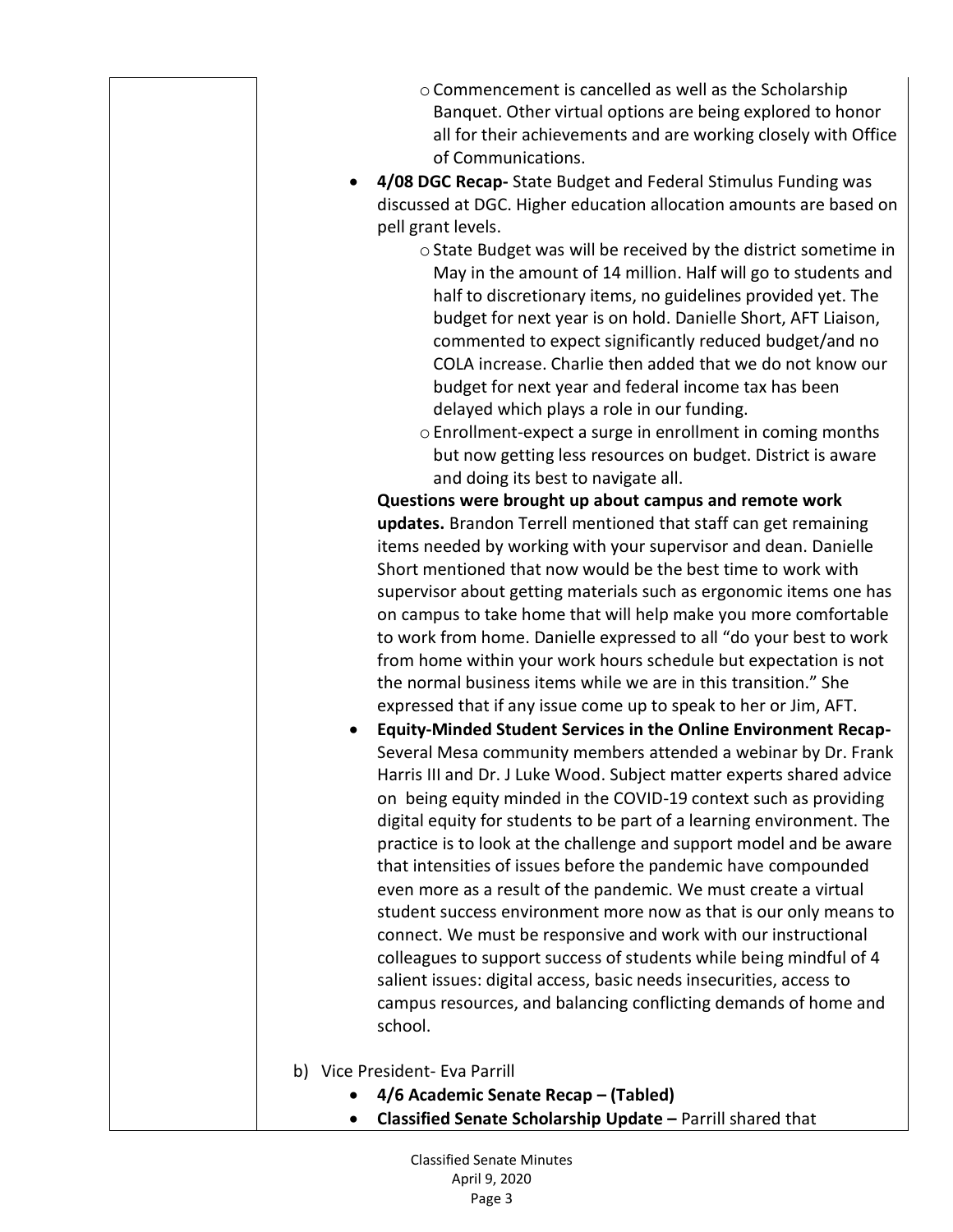- Commencement is cancelled as well as the Scholarship Banquet. Other virtual options are being explored to honor all for their achievements and are working closely with Office of Communications.

- **4/08 DGC Recap-** State Budget and Federal Stimulus Funding was discussed at DGC. Higher education allocation amounts are based on pell grant levels.
  - State Budget was will be received by the district sometime in May in the amount of 14 million. Half will go to students and half to discretionary items, no guidelines provided yet. The budget for next year is on hold. Danielle Short, AFT Liaison, commented to expect significantly reduced budget/and no COLA increase. Charlie then added that we do not know our budget for next year and federal income tax has been delayed which plays a role in our funding.
  - Enrollment-expect a surge in enrollment in coming months but now getting less resources on budget. District is aware and doing its best to navigate all.

  **Questions were brought up about campus and remote work updates.** Brandon Terrell mentioned that staff can get remaining items needed by working with your supervisor and dean. Danielle Short mentioned that now would be the best time to work with supervisor about getting materials such as ergonomic items one has on campus to take home that will help make you more comfortable to work from home. Danielle expressed to all "do your best to work from home within your work hours schedule but expectation is not the normal business items while we are in this transition." She expressed that if any issue come up to speak to her or Jim, AFT.

- **Equity-Minded Student Services in the Online Environment Recap-** Several Mesa community members attended a webinar by Dr. Frank Harris III and Dr. J Luke Wood. Subject matter experts shared advice on being equity minded in the COVID-19 context such as providing digital equity for students to be part of a learning environment. The practice is to look at the challenge and support model and be aware that intensities of issues before the pandemic have compounded even more as a result of the pandemic. We must create a virtual student success environment more now as that is our only means to connect. We must be responsive and work with our instructional colleagues to support success of students while being mindful of 4 salient issues: digital access, basic needs insecurities, access to campus resources, and balancing conflicting demands of home and school.

b) Vice President- Eva Parrill
- **4/6 Academic Senate Recap – (Tabled)**
- **Classified Senate Scholarship Update –** Parrill shared that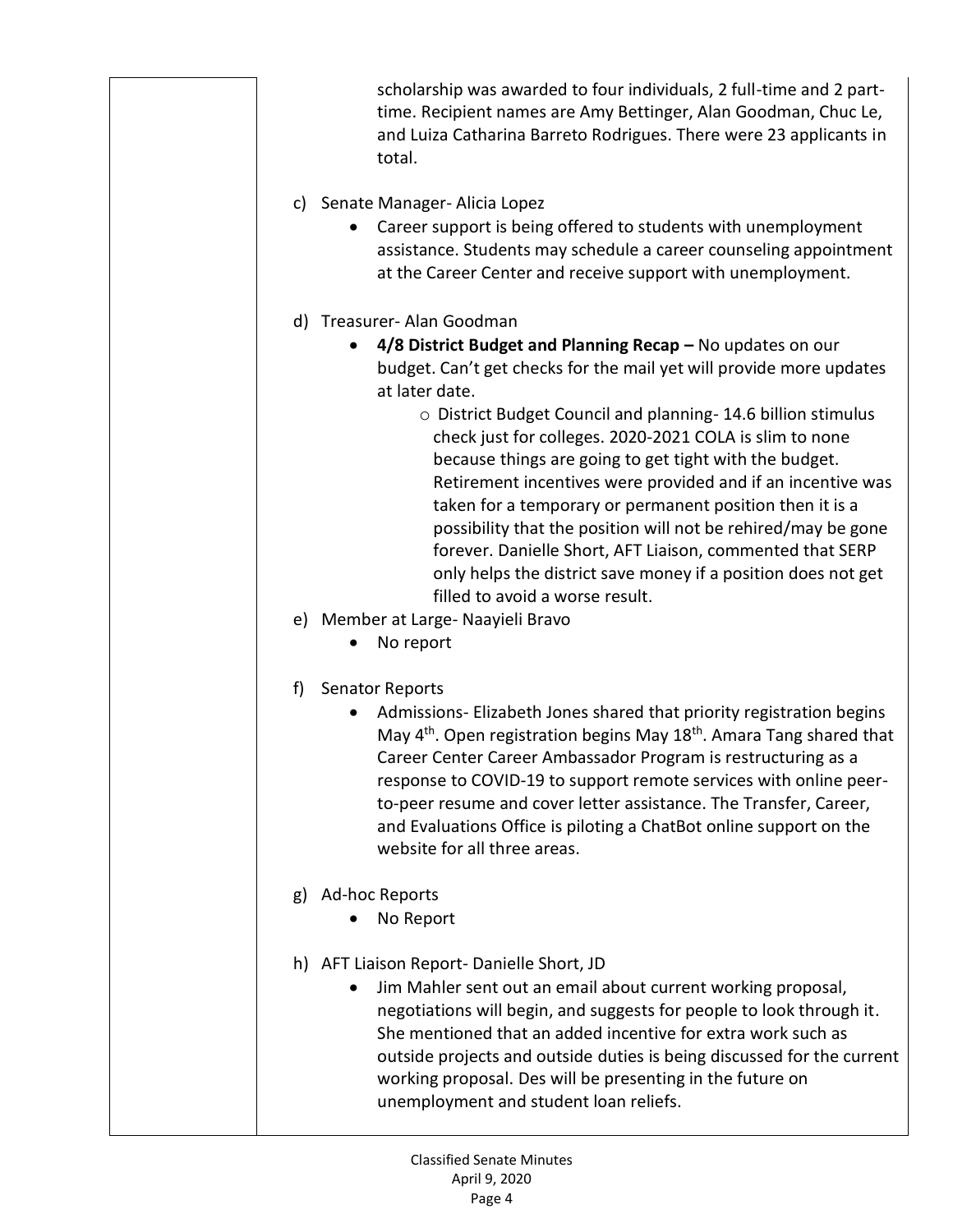scholarship was awarded to four individuals, 2 full-time and 2 part-time. Recipient names are Amy Bettinger, Alan Goodman, Chuc Le, and Luiza Catharina Barreto Rodrigues. There were 23 applicants in total.

c) Senate Manager- Alicia Lopez
   - Career support is being offered to students with unemployment assistance. Students may schedule a career counseling appointment at the Career Center and receive support with unemployment.

d) Treasurer- Alan Goodman
   - **4/8 District Budget and Planning Recap –** No updates on our budget. Can't get checks for the mail yet will provide more updates at later date.
     - District Budget Council and planning- 14.6 billion stimulus check just for colleges. 2020-2021 COLA is slim to none because things are going to get tight with the budget. Retirement incentives were provided and if an incentive was taken for a temporary or permanent position then it is a possibility that the position will not be rehired/may be gone forever. Danielle Short, AFT Liaison, commented that SERP only helps the district save money if a position does not get filled to avoid a worse result.

e) Member at Large- Naayieli Bravo
   - No report

f) Senator Reports
   - Admissions- Elizabeth Jones shared that priority registration begins May 4th. Open registration begins May 18th. Amara Tang shared that Career Center Career Ambassador Program is restructuring as a response to COVID-19 to support remote services with online peer-to-peer resume and cover letter assistance. The Transfer, Career, and Evaluations Office is piloting a ChatBot online support on the website for all three areas.

g) Ad-hoc Reports
   - No Report

h) AFT Liaison Report- Danielle Short, JD
   - Jim Mahler sent out an email about current working proposal, negotiations will begin, and suggests for people to look through it. She mentioned that an added incentive for extra work such as outside projects and outside duties is being discussed for the current working proposal. Des will be presenting in the future on unemployment and student loan reliefs.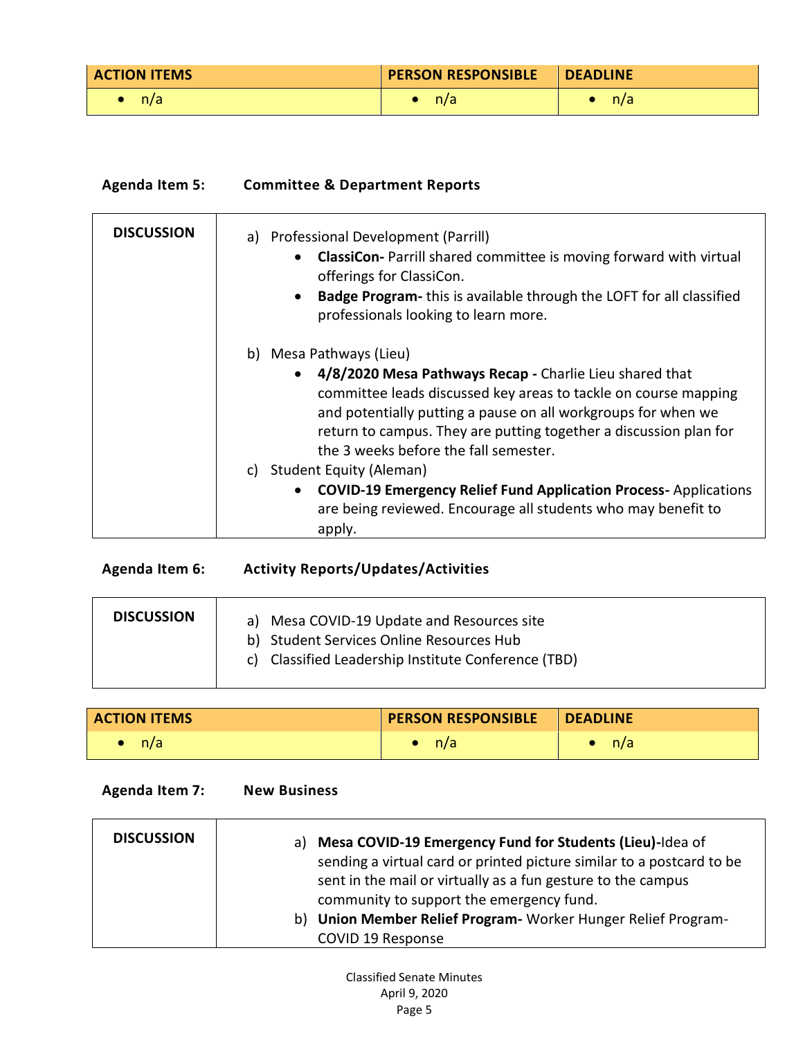| ACTION ITEMS | PERSON RESPONSIBLE | DEADLINE |
| --- | --- | --- |
| • n/a | • n/a | • n/a |

**Agenda Item 5: Committee & Department Reports**

| DISCUSSION | a) Professional Development (Parrill)<br>• **ClassiCon-** Parrill shared committee is moving forward with virtual offerings for ClassiCon.<br>• **Badge Program-** this is available through the LOFT for all classified professionals looking to learn more.<br><br>b) Mesa Pathways (Lieu)<br>• **4/8/2020 Mesa Pathways Recap -** Charlie Lieu shared that committee leads discussed key areas to tackle on course mapping and potentially putting a pause on all workgroups for when we return to campus. They are putting together a discussion plan for the 3 weeks before the fall semester.<br>c) Student Equity (Aleman)<br>• **COVID-19 Emergency Relief Fund Application Process-** Applications are being reviewed. Encourage all students who may benefit to apply. |
| --- | --- |

**Agenda Item 6: Activity Reports/Updates/Activities**

| DISCUSSION | a) Mesa COVID-19 Update and Resources site<br>b) Student Services Online Resources Hub<br>c) Classified Leadership Institute Conference (TBD) |
| --- | --- |

| ACTION ITEMS | PERSON RESPONSIBLE | DEADLINE |
| --- | --- | --- |
| • n/a | • n/a | • n/a |

**Agenda Item 7: New Business**

| DISCUSSION | a) **Mesa COVID-19 Emergency Fund for Students (Lieu)-**Idea of sending a virtual card or printed picture similar to a postcard to be sent in the mail or virtually as a fun gesture to the campus community to support the emergency fund.<br>b) **Union Member Relief Program-** Worker Hunger Relief Program-COVID 19 Response |
| --- | --- |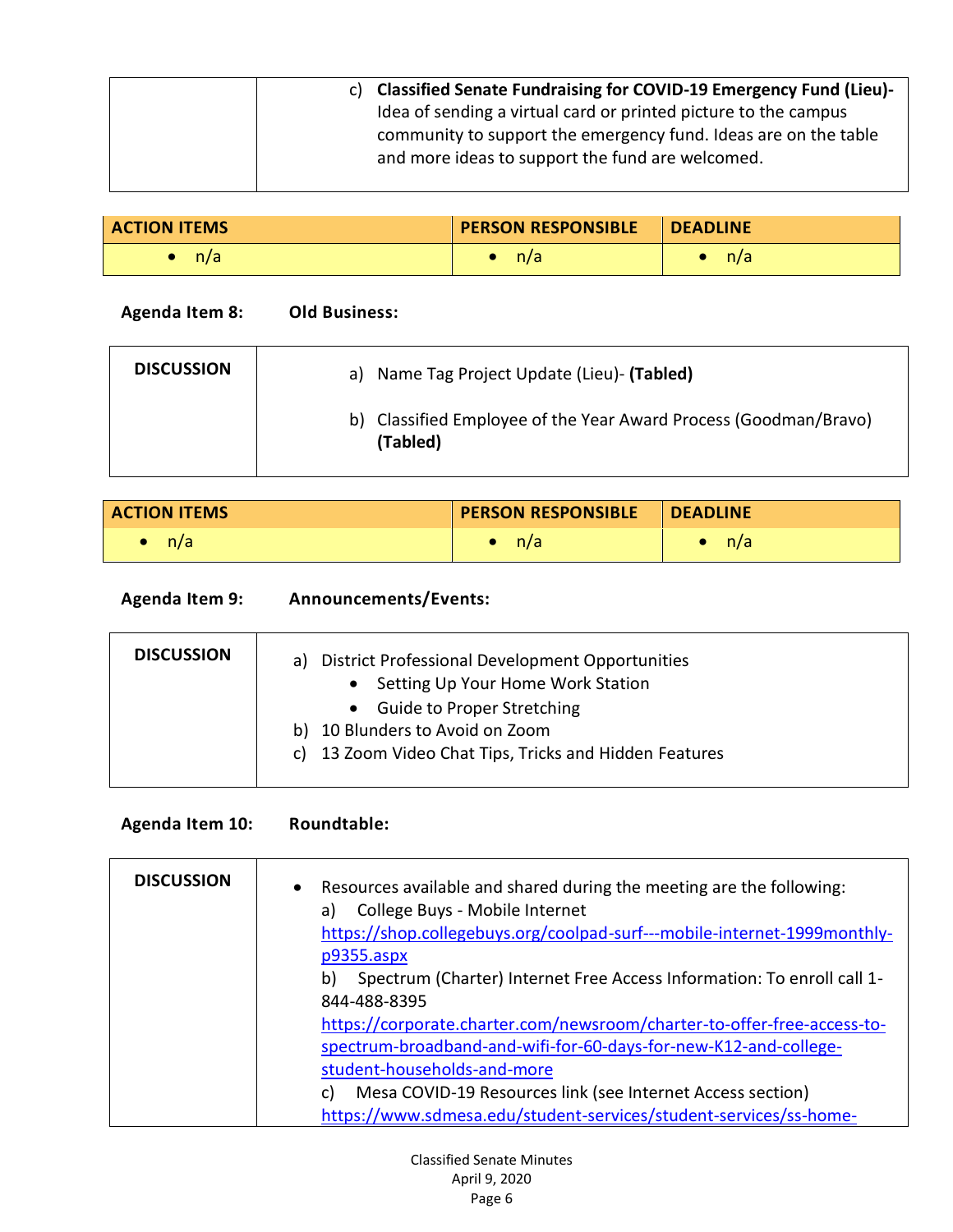| | |
|---|---|
| | c) **Classified Senate Fundraising for COVID-19 Emergency Fund (Lieu)-** Idea of sending a virtual card or printed picture to the campus community to support the emergency fund. Ideas are on the table and more ideas to support the fund are welcomed. |

| ACTION ITEMS | PERSON RESPONSIBLE | DEADLINE |
|---|---|---|
| • n/a | • n/a | • n/a |

**Agenda Item 8: Old Business:**

| | |
|---|---|
| **DISCUSSION** | a) Name Tag Project Update (Lieu)- **(Tabled)**<br><br>b) Classified Employee of the Year Award Process (Goodman/Bravo) **(Tabled)** |

| ACTION ITEMS | PERSON RESPONSIBLE | DEADLINE |
|---|---|---|
| • n/a | • n/a | • n/a |

**Agenda Item 9: Announcements/Events:**

| | |
|---|---|
| **DISCUSSION** | a) District Professional Development Opportunities<br>• Setting Up Your Home Work Station<br>• Guide to Proper Stretching<br>b) 10 Blunders to Avoid on Zoom<br>c) 13 Zoom Video Chat Tips, Tricks and Hidden Features |

**Agenda Item 10: Roundtable:**

| | |
|---|---|
| **DISCUSSION** | • Resources available and shared during the meeting are the following:<br>a) College Buys - Mobile Internet<br>https://shop.collegebuys.org/coolpad-surf---mobile-internet-1999monthly-p9355.aspx<br>b) Spectrum (Charter) Internet Free Access Information: To enroll call 1-844-488-8395<br>https://corporate.charter.com/newsroom/charter-to-offer-free-access-to-spectrum-broadband-and-wifi-for-60-days-for-new-K12-and-college-student-households-and-more<br>c) Mesa COVID-19 Resources link (see Internet Access section)<br>https://www.sdmesa.edu/student-services/student-services/ss-home- |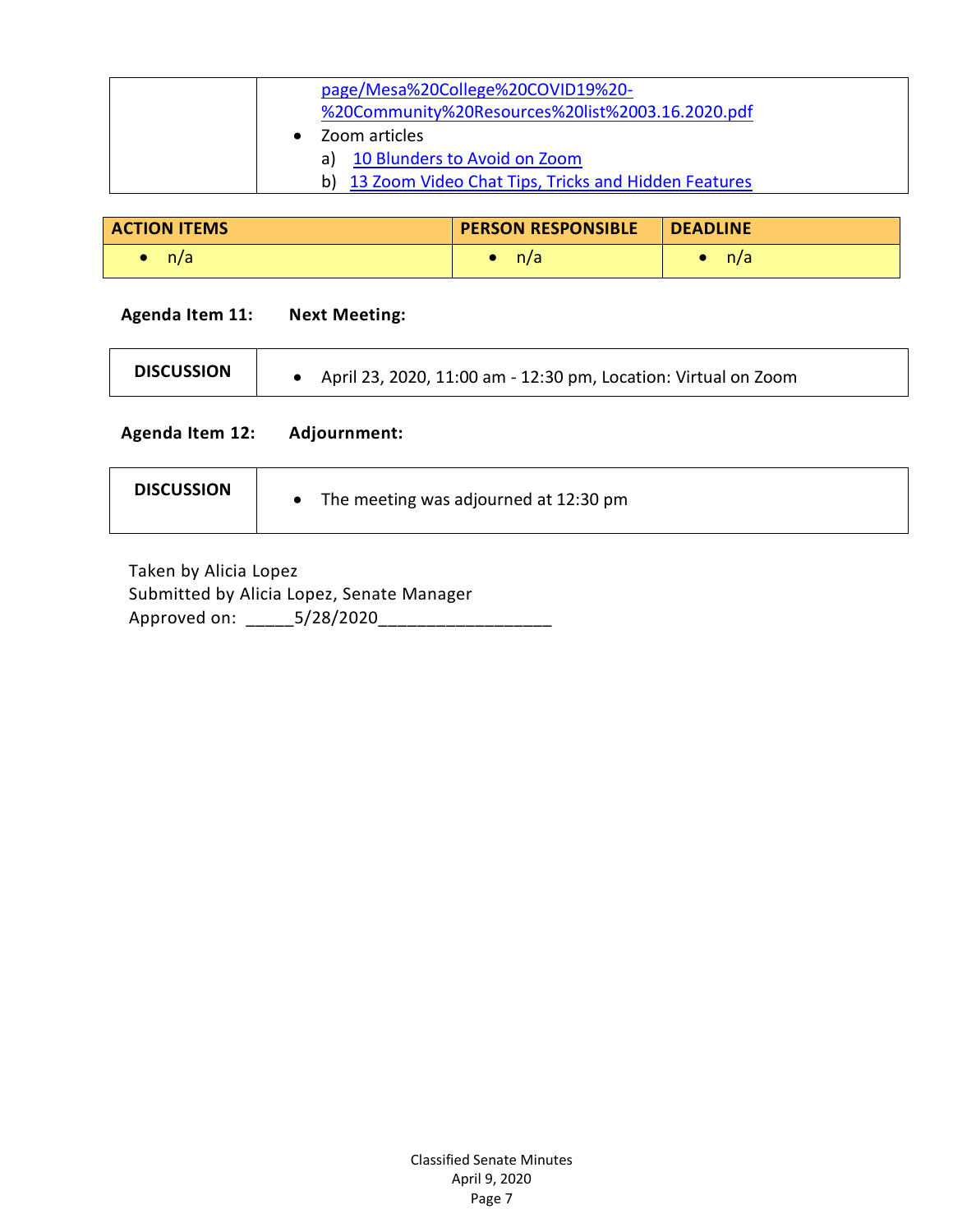| | |
|---|---|
| | page/Mesa%20College%20COVID19%20-%20Community%20Resources%20list%2003.16.2020.pdf<br>• Zoom articles<br>a) 10 Blunders to Avoid on Zoom<br>b) 13 Zoom Video Chat Tips, Tricks and Hidden Features |

| ACTION ITEMS | PERSON RESPONSIBLE | DEADLINE |
|---|---|---|
| • n/a | • n/a | • n/a |

**Agenda Item 11: Next Meeting:**

| | |
|---|---|
| **DISCUSSION** | • April 23, 2020, 11:00 am - 12:30 pm, Location: Virtual on Zoom |

**Agenda Item 12: Adjournment:**

| | |
|---|---|
| **DISCUSSION** | • The meeting was adjourned at 12:30 pm |

Taken by Alicia Lopez
Submitted by Alicia Lopez, Senate Manager
Approved on: _____5/28/2020_________________